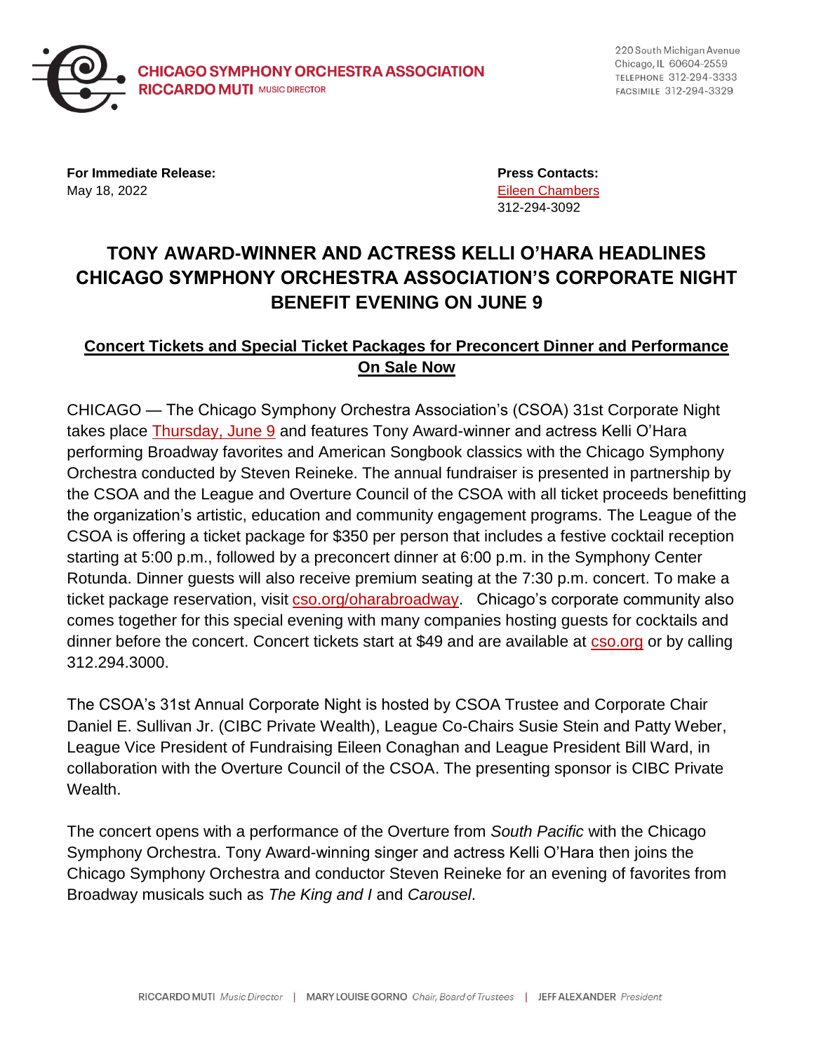**CHICAGO SYMPHONY ORCHESTRA ASSOCIATION**
**RICCARDO MUTI** MUSIC DIRECTOR

220 South Michigan Avenue
Chicago, IL 60604-2559
TELEPHONE 312-294-3333
FACSIMILE 312-294-3329

**For Immediate Release:**
May 18, 2022

**Press Contacts:**
Eileen Chambers
312-294-3092

# TONY AWARD-WINNER AND ACTRESS KELLI O'HARA HEADLINES CHICAGO SYMPHONY ORCHESTRA ASSOCIATION'S CORPORATE NIGHT BENEFIT EVENING ON JUNE 9

## Concert Tickets and Special Ticket Packages for Preconcert Dinner and Performance On Sale Now

CHICAGO — The Chicago Symphony Orchestra Association's (CSOA) 31st Corporate Night takes place Thursday, June 9 and features Tony Award-winner and actress Kelli O'Hara performing Broadway favorites and American Songbook classics with the Chicago Symphony Orchestra conducted by Steven Reineke. The annual fundraiser is presented in partnership by the CSOA and the League and Overture Council of the CSOA with all ticket proceeds benefitting the organization's artistic, education and community engagement programs. The League of the CSOA is offering a ticket package for $350 per person that includes a festive cocktail reception starting at 5:00 p.m., followed by a preconcert dinner at 6:00 p.m. in the Symphony Center Rotunda. Dinner guests will also receive premium seating at the 7:30 p.m. concert. To make a ticket package reservation, visit cso.org/oharabroadway. Chicago's corporate community also comes together for this special evening with many companies hosting guests for cocktails and dinner before the concert. Concert tickets start at $49 and are available at cso.org or by calling 312.294.3000.

The CSOA's 31st Annual Corporate Night is hosted by CSOA Trustee and Corporate Chair Daniel E. Sullivan Jr. (CIBC Private Wealth), League Co-Chairs Susie Stein and Patty Weber, League Vice President of Fundraising Eileen Conaghan and League President Bill Ward, in collaboration with the Overture Council of the CSOA. The presenting sponsor is CIBC Private Wealth.

The concert opens with a performance of the Overture from *South Pacific* with the Chicago Symphony Orchestra. Tony Award-winning singer and actress Kelli O'Hara then joins the Chicago Symphony Orchestra and conductor Steven Reineke for an evening of favorites from Broadway musicals such as *The King and I* and *Carousel*.

RICCARDO MUTI *Music Director* | MARY LOUISE GORNO *Chair, Board of Trustees* | JEFF ALEXANDER *President*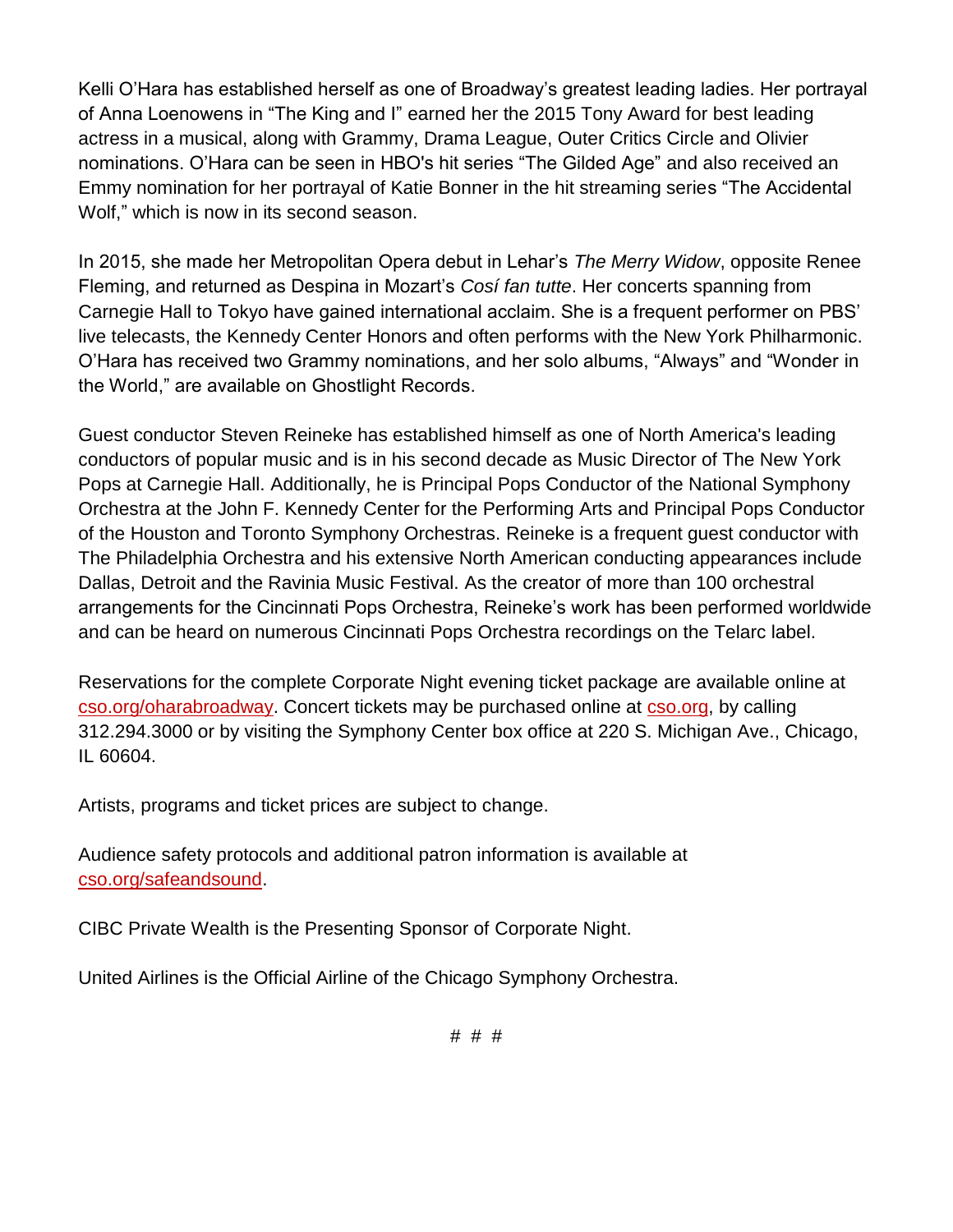Kelli O'Hara has established herself as one of Broadway's greatest leading ladies. Her portrayal of Anna Loenowens in "The King and I" earned her the 2015 Tony Award for best leading actress in a musical, along with Grammy, Drama League, Outer Critics Circle and Olivier nominations. O'Hara can be seen in HBO's hit series "The Gilded Age" and also received an Emmy nomination for her portrayal of Katie Bonner in the hit streaming series "The Accidental Wolf," which is now in its second season.

In 2015, she made her Metropolitan Opera debut in Lehar's *The Merry Widow*, opposite Renee Fleming, and returned as Despina in Mozart's *Cosí fan tutte*. Her concerts spanning from Carnegie Hall to Tokyo have gained international acclaim. She is a frequent performer on PBS' live telecasts, the Kennedy Center Honors and often performs with the New York Philharmonic. O'Hara has received two Grammy nominations, and her solo albums, "Always" and "Wonder in the World," are available on Ghostlight Records.

Guest conductor Steven Reineke has established himself as one of North America's leading conductors of popular music and is in his second decade as Music Director of The New York Pops at Carnegie Hall. Additionally, he is Principal Pops Conductor of the National Symphony Orchestra at the John F. Kennedy Center for the Performing Arts and Principal Pops Conductor of the Houston and Toronto Symphony Orchestras. Reineke is a frequent guest conductor with The Philadelphia Orchestra and his extensive North American conducting appearances include Dallas, Detroit and the Ravinia Music Festival. As the creator of more than 100 orchestral arrangements for the Cincinnati Pops Orchestra, Reineke's work has been performed worldwide and can be heard on numerous Cincinnati Pops Orchestra recordings on the Telarc label.

Reservations for the complete Corporate Night evening ticket package are available online at cso.org/oharabroadway. Concert tickets may be purchased online at cso.org, by calling 312.294.3000 or by visiting the Symphony Center box office at 220 S. Michigan Ave., Chicago, IL 60604.

Artists, programs and ticket prices are subject to change.

Audience safety protocols and additional patron information is available at cso.org/safeandsound.

CIBC Private Wealth is the Presenting Sponsor of Corporate Night.

United Airlines is the Official Airline of the Chicago Symphony Orchestra.

# # #